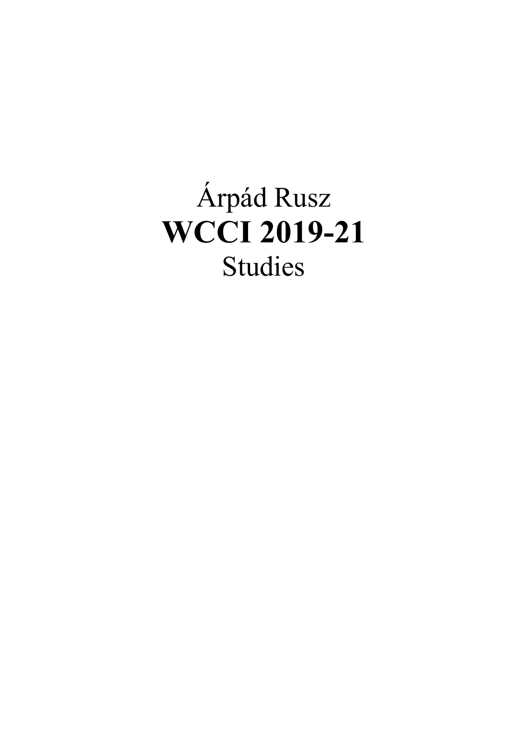Árpád Rusz

# WCCI 2019-21

Studies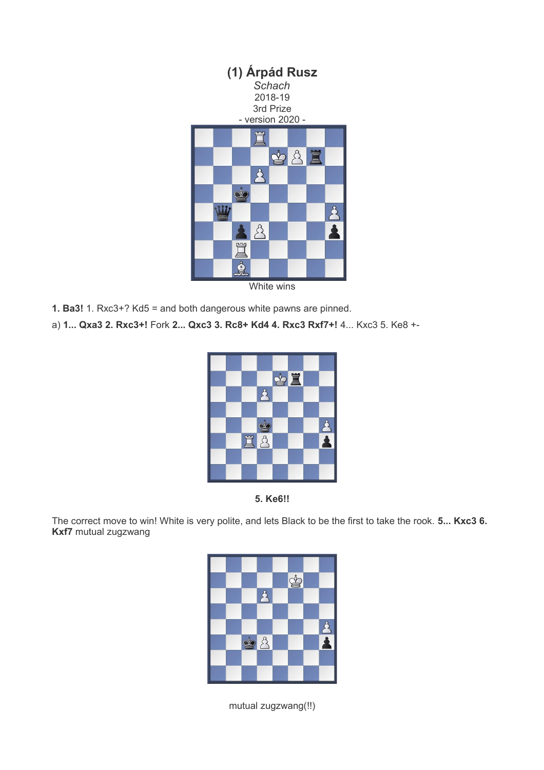# (1) Árpád Rusz

*Schach*

2018-19

3rd Prize

- version 2020 -

White wins

**1. Ba3!** 1. Rxc3+? Kd5 = and both dangerous white pawns are pinned.

a) **1... Qxa3 2. Rxc3+!** Fork **2... Qxc3 3. Rc8+ Kd4 4. Rxc3 Rxf7+!** 4... Kxc3 5. Ke8 +-

**5. Ke6!!**

The correct move to win! White is very polite, and lets Black to be the first to take the rook. **5... Kxc3 6. Kxf7** mutual zugzwang

mutual zugzwang(!!)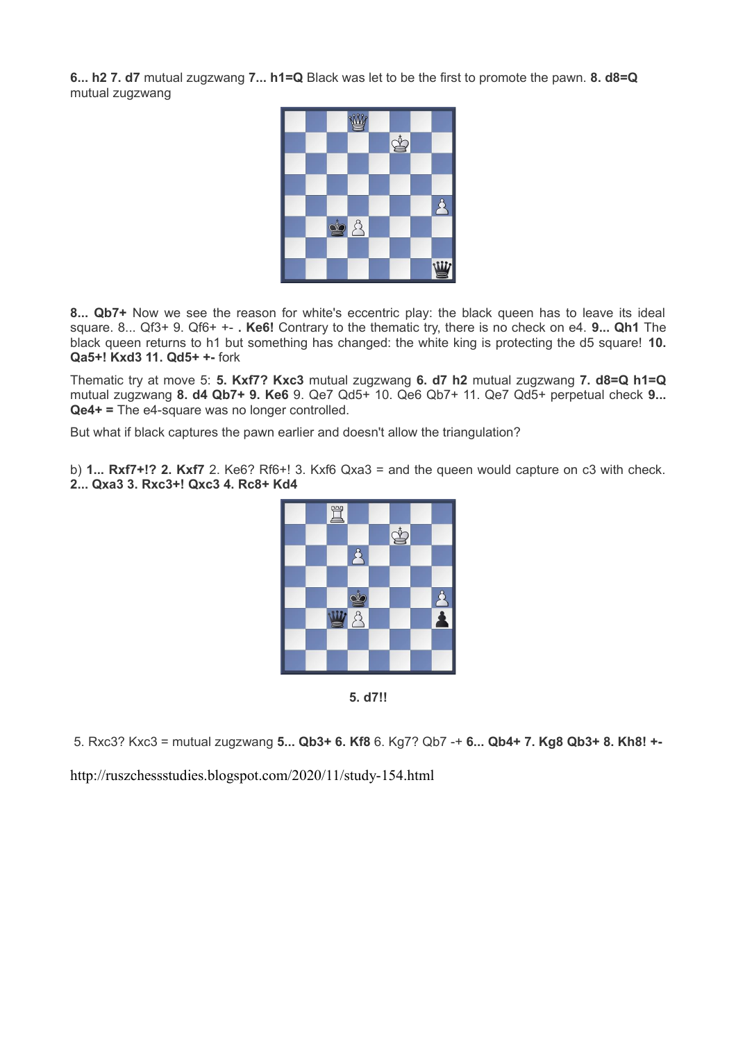**6... h2 7. d7** mutual zugzwang **7... h1=Q** Black was let to be the first to promote the pawn. **8. d8=Q** mutual zugzwang

**8... Qb7+** Now we see the reason for white's eccentric play: the black queen has to leave its ideal square. 8... Qf3+ 9. Qf6+ +- . **Ke6!** Contrary to the thematic try, there is no check on e4. **9... Qh1** The black queen returns to h1 but something has changed: the white king is protecting the d5 square! **10. Qa5+! Kxd3 11. Qd5+ +-** fork

Thematic try at move 5: **5. Kxf7? Kxc3** mutual zugzwang **6. d7 h2** mutual zugzwang **7. d8=Q h1=Q** mutual zugzwang **8. d4 Qb7+ 9. Ke6** 9. Qe7 Qd5+ 10. Qe6 Qb7+ 11. Qe7 Qd5+ perpetual check **9... Qe4+ =** The e4-square was no longer controlled.

But what if black captures the pawn earlier and doesn't allow the triangulation?

b) **1... Rxf7+!? 2. Kxf7** 2. Ke6? Rf6+! 3. Kxf6 Qxa3 = and the queen would capture on c3 with check. **2... Qxa3 3. Rxc3+! Qxc3 4. Rc8+ Kd4**

**5. d7!!**

5. Rxc3? Kxc3 = mutual zugzwang **5... Qb3+ 6. Kf8** 6. Kg7? Qb7 -+ **6... Qb4+ 7. Kg8 Qb3+ 8. Kh8! +-**

http://ruszchessstudies.blogspot.com/2020/11/study-154.html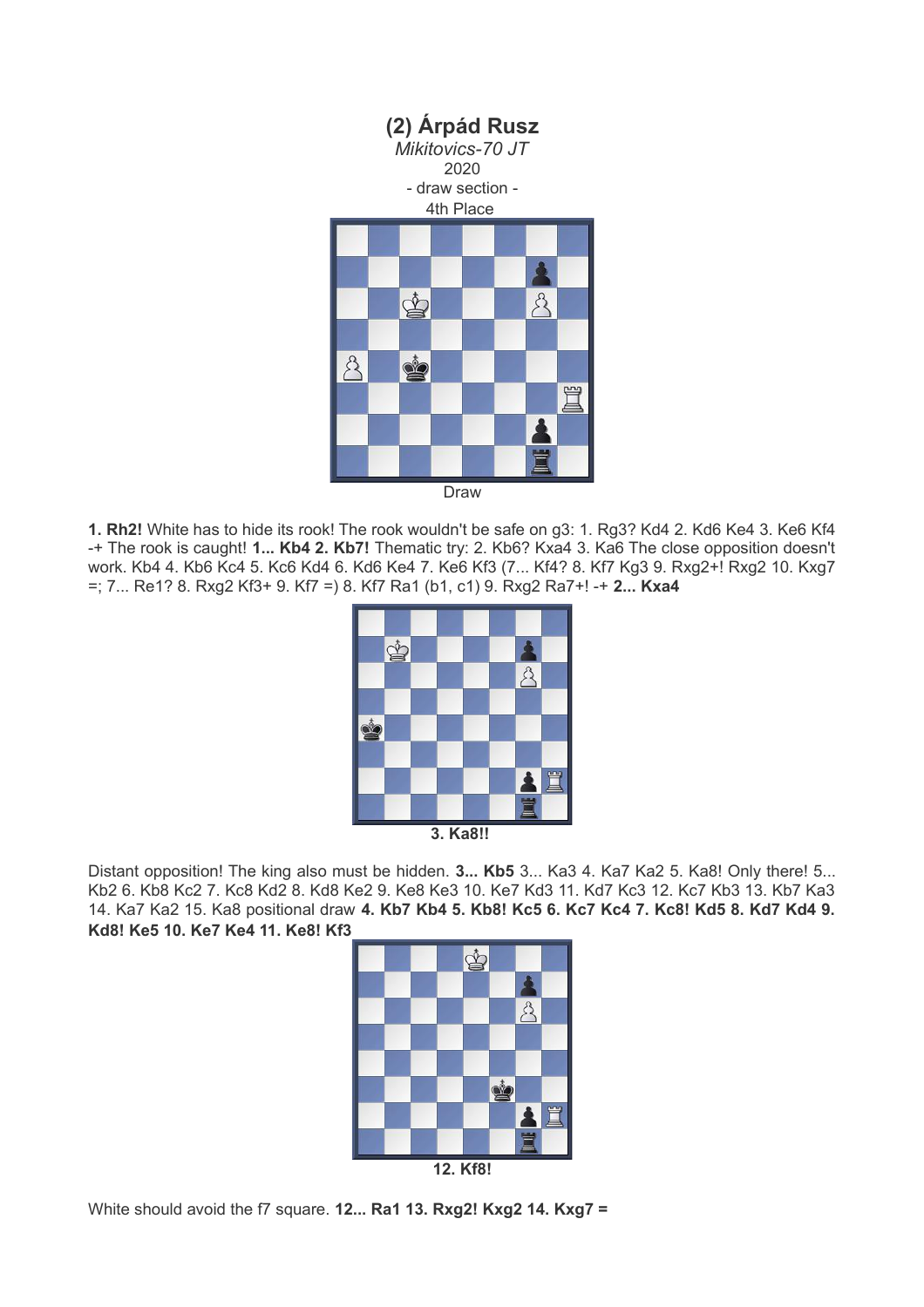**(2) Árpád Rusz**

*Mikitovics-70 JT*

2020

- draw section -

4th Place

Draw

**1. Rh2!** White has to hide its rook! The rook wouldn't be safe on g3: 1. Rg3? Kd4 2. Kd6 Ke4 3. Ke6 Kf4 -+ The rook is caught! **1... Kb4 2. Kb7!** Thematic try: 2. Kb6? Kxa4 3. Ka6 The close opposition doesn't work. Kb4 4. Kb6 Kc4 5. Kc6 Kd4 6. Kd6 Ke4 7. Ke6 Kf3 (7... Kf4? 8. Kf7 Kg3 9. Rxg2+! Rxg2 10. Kxg7 =; 7... Re1? 8. Rxg2 Kf3+ 9. Kf7 =) 8. Kf7 Ra1 (b1, c1) 9. Rxg2 Ra7+! -+ **2... Kxa4**

**3. Ka8!!**

Distant opposition! The king also must be hidden. **3... Kb5** 3... Ka3 4. Ka7 Ka2 5. Ka8! Only there! 5... Kb2 6. Kb8 Kc2 7. Kc8 Kd2 8. Kd8 Ke2 9. Ke8 Ke3 10. Ke7 Kd3 11. Kd7 Kc3 12. Kc7 Kb3 13. Kb7 Ka3 14. Ka7 Ka2 15. Ka8 positional draw **4. Kb7 Kb4 5. Kb8! Kc5 6. Kc7 Kc4 7. Kc8! Kd5 8. Kd7 Kd4 9. Kd8! Ke5 10. Ke7 Ke4 11. Ke8! Kf3**

**12. Kf8!**

White should avoid the f7 square. **12... Ra1 13. Rxg2! Kxg2 14. Kxg7 =**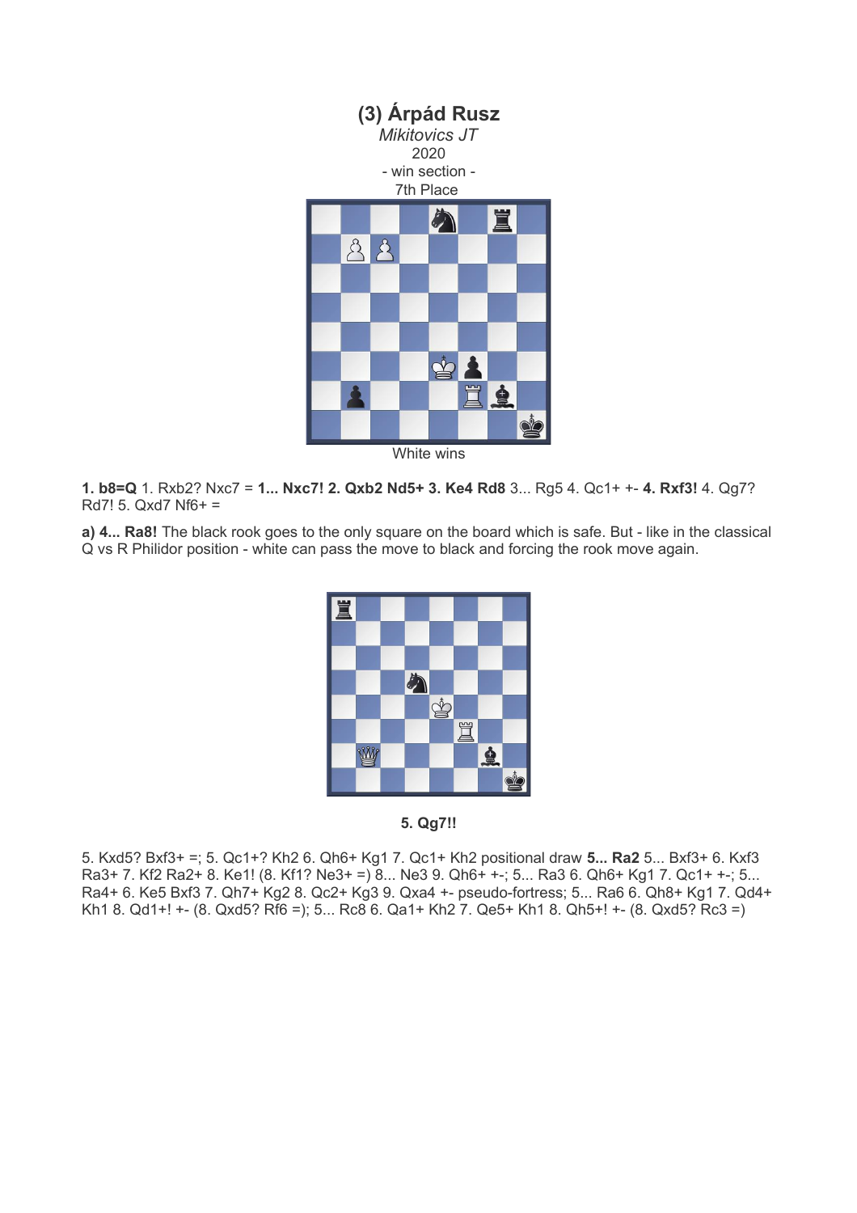**(3) Árpád Rusz**
*Mikitovics JT*
2020
- win section -
7th Place

White wins

**1. b8=Q** 1. Rxb2? Nxc7 = **1... Nxc7! 2. Qxb2 Nd5+ 3. Ke4 Rd8** 3... Rg5 4. Qc1+ +- **4. Rxf3!** 4. Qg7? Rd7! 5. Qxd7 Nf6+ =

**a) 4... Ra8!** The black rook goes to the only square on the board which is safe. But - like in the classical Q vs R Philidor position - white can pass the move to black and forcing the rook move again.

**5. Qg7!!**

5. Kxd5? Bxf3+ =; 5. Qc1+? Kh2 6. Qh6+ Kg1 7. Qc1+ Kh2 positional draw **5... Ra2** 5... Bxf3+ 6. Kxf3 Ra3+ 7. Kf2 Ra2+ 8. Ke1! (8. Kf1? Ne3+ =) 8... Ne3 9. Qh6+ +-; 5... Ra3 6. Qh6+ Kg1 7. Qc1+ +-; 5... Ra4+ 6. Ke5 Bxf3 7. Qh7+ Kg2 8. Qc2+ Kg3 9. Qxa4 +- pseudo-fortress; 5... Ra6 6. Qh8+ Kg1 7. Qd4+ Kh1 8. Qd1+! +- (8. Qxd5? Rf6 =); 5... Rc8 6. Qa1+ Kh2 7. Qe5+ Kh1 8. Qh5+! +- (8. Qxd5? Rc3 =)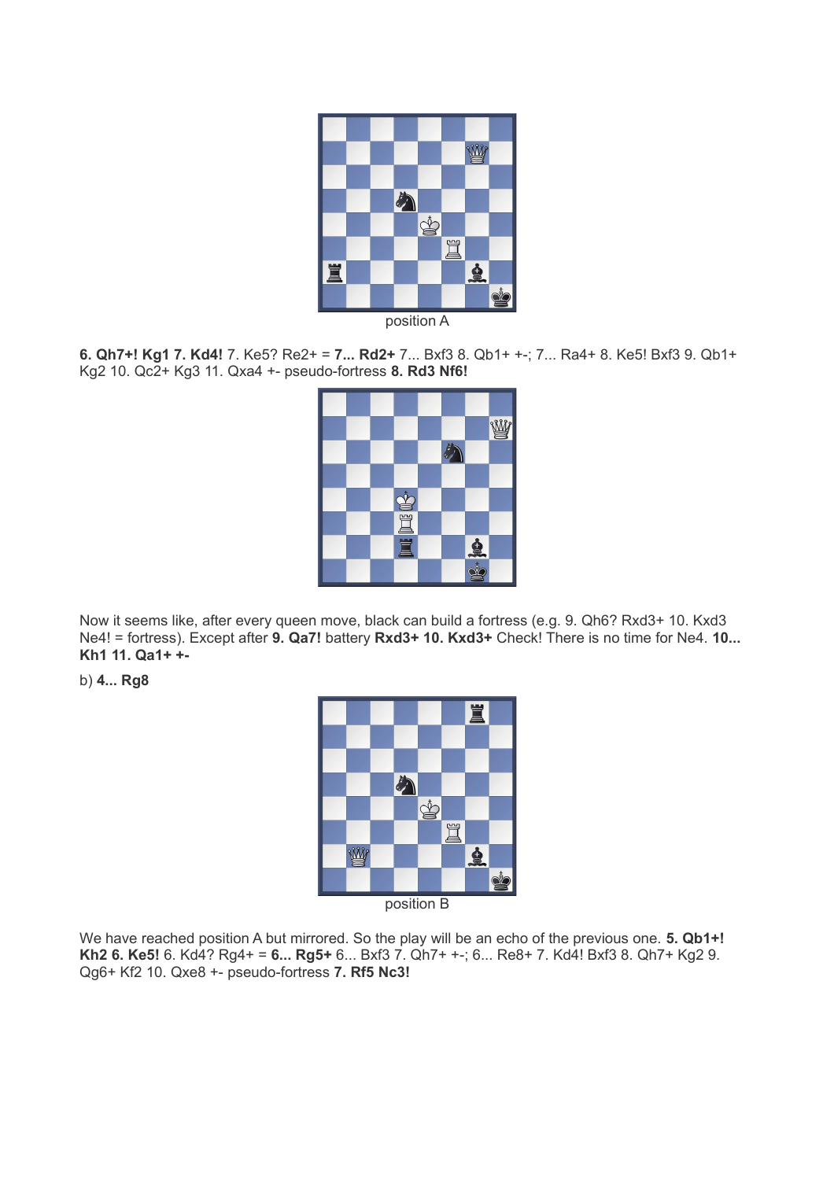position A

**6. Qh7+! Kg1 7. Kd4!** 7. Ke5? Re2+ = **7... Rd2+** 7... Bxf3 8. Qb1+ +-; 7... Ra4+ 8. Ke5! Bxf3 9. Qb1+ Kg2 10. Qc2+ Kg3 11. Qxa4 +- pseudo-fortress **8. Rd3 Nf6!**

Now it seems like, after every queen move, black can build a fortress (e.g. 9. Qh6? Rxd3+ 10. Kxd3 Ne4! = fortress). Except after **9. Qa7!** battery **Rxd3+ 10. Kxd3+** Check! There is no time for Ne4. **10... Kh1 11. Qa1+ +-**

b) **4... Rg8**

position B

We have reached position A but mirrored. So the play will be an echo of the previous one. **5. Qb1+! Kh2 6. Ke5!** 6. Kd4? Rg4+ = **6... Rg5+** 6... Bxf3 7. Qh7+ +-; 6... Re8+ 7. Kd4! Bxf3 8. Qh7+ Kg2 9. Qg6+ Kf2 10. Qxe8 +- pseudo-fortress **7. Rf5 Nc3!**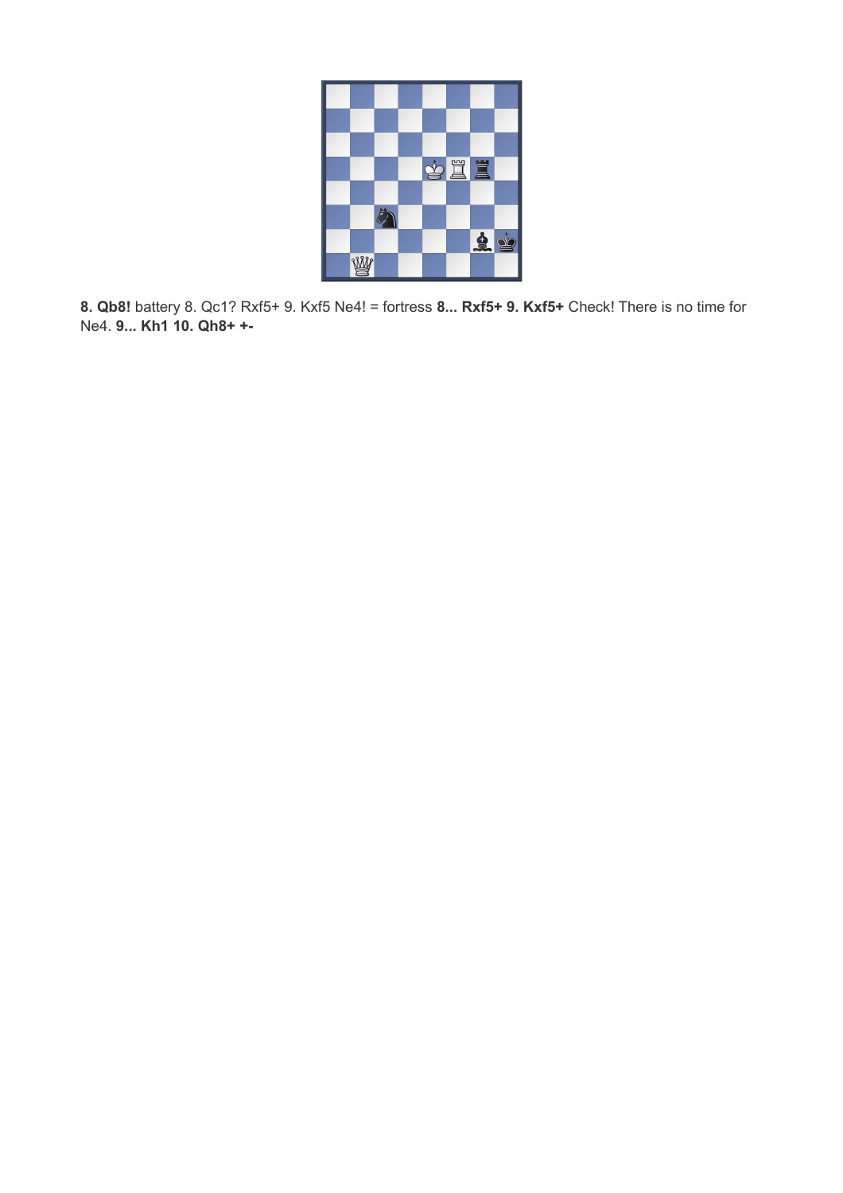**8. Qb8!** battery 8. Qc1? Rxf5+ 9. Kxf5 Ne4! = fortress **8... Rxf5+ 9. Kxf5+** Check! There is no time for Ne4. **9... Kh1 10. Qh8+ +-**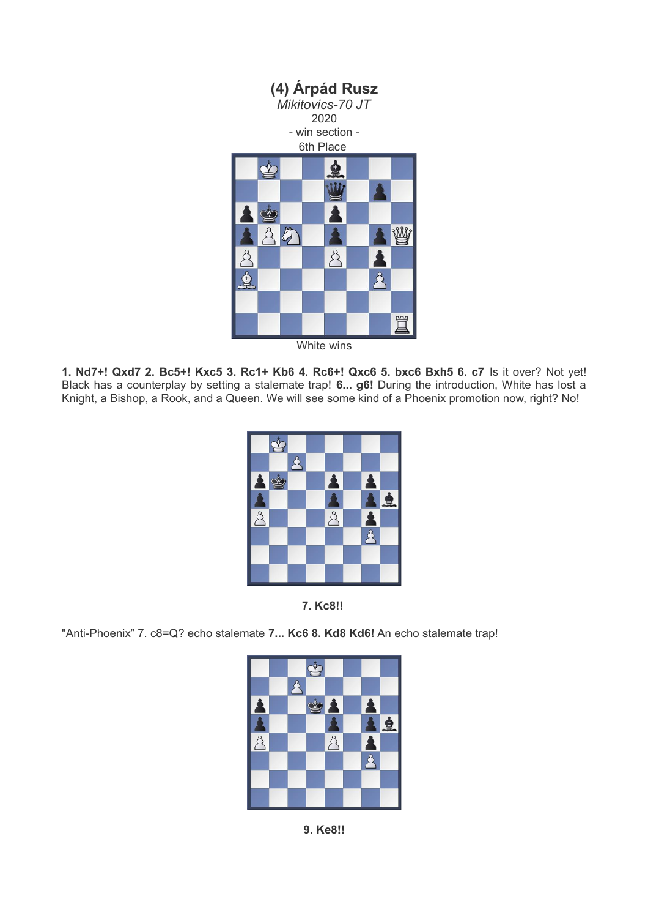## (4) Árpád Rusz

*Mikitovics-70 JT*

2020

- win section -

6th Place

White wins

**1. Nd7+! Qxd7 2. Bc5+! Kxc5 3. Rc1+ Kb6 4. Rc6+! Qxc6 5. bxc6 Bxh5 6. c7** Is it over? Not yet! Black has a counterplay by setting a stalemate trap! **6... g6!** During the introduction, White has lost a Knight, a Bishop, a Rook, and a Queen. We will see some kind of a Phoenix promotion now, right? No!

**7. Kc8!!**

"Anti-Phoenix" 7. c8=Q? echo stalemate **7... Kc6 8. Kd8 Kd6!** An echo stalemate trap!

**9. Ke8!!**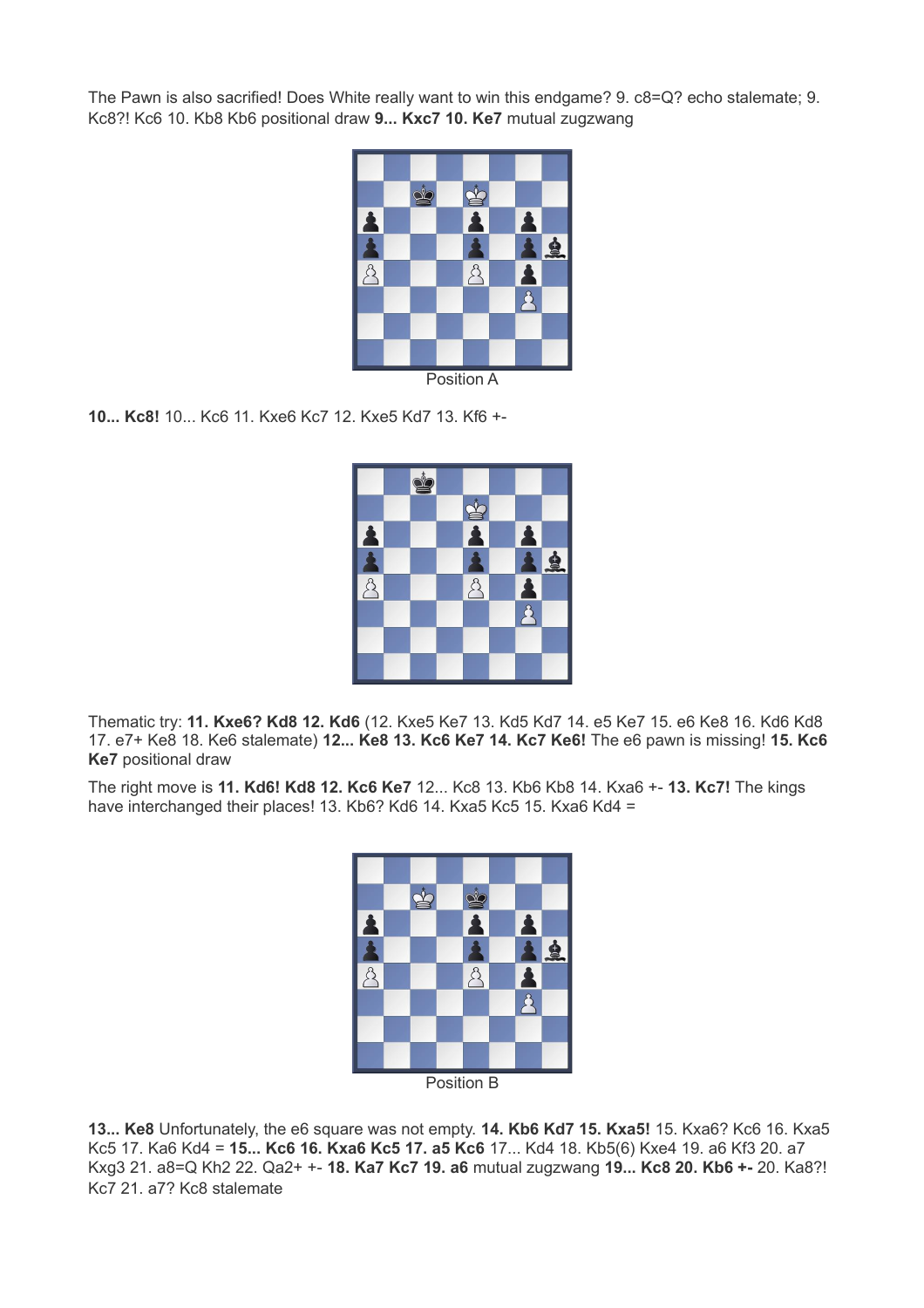The Pawn is also sacrified! Does White really want to win this endgame? 9. c8=Q? echo stalemate; 9. Kc8?! Kc6 10. Kb8 Kb6 positional draw **9... Kxc7 10. Ke7** mutual zugzwang

Position A

**10... Kc8!** 10... Kc6 11. Kxe6 Kc7 12. Kxe5 Kd7 13. Kf6 +-

Thematic try: **11. Kxe6? Kd8 12. Kd6** (12. Kxe5 Ke7 13. Kd5 Kd7 14. e5 Ke7 15. e6 Ke8 16. Kd6 Kd8 17. e7+ Ke8 18. Ke6 stalemate) **12... Ke8 13. Kc6 Ke7 14. Kc7 Ke6!** The e6 pawn is missing! **15. Kc6 Ke7** positional draw

The right move is **11. Kd6! Kd8 12. Kc6 Ke7** 12... Kc8 13. Kb6 Kb8 14. Kxa6 +- **13. Kc7!** The kings have interchanged their places! 13. Kb6? Kd6 14. Kxa5 Kc5 15. Kxa6 Kd4 =

Position B

**13... Ke8** Unfortunately, the e6 square was not empty. **14. Kb6 Kd7 15. Kxa5!** 15. Kxa6? Kc6 16. Kxa5 Kc5 17. Ka6 Kd4 = **15... Kc6 16. Kxa6 Kc5 17. a5 Kc6** 17... Kd4 18. Kb5(6) Kxe4 19. a6 Kf3 20. a7 Kxg3 21. a8=Q Kh2 22. Qa2+ +- **18. Ka7 Kc7 19. a6** mutual zugzwang **19... Kc8 20. Kb6 +-** 20. Ka8?! Kc7 21. a7? Kc8 stalemate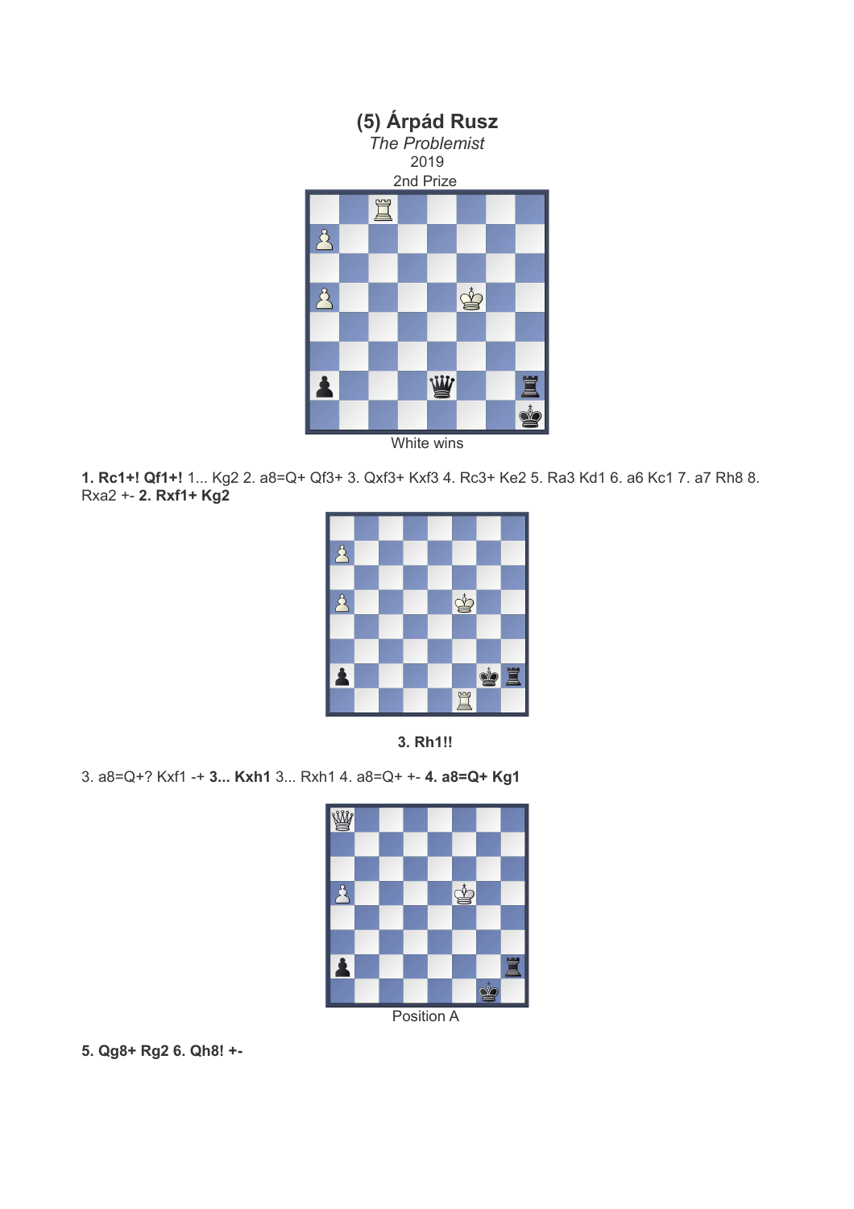## (5) Árpád Rusz

*The Problemist*

2019

2nd Prize

White wins

**1. Rc1+! Qf1+!** 1... Kg2 2. a8=Q+ Qf3+ 3. Qxf3+ Kxf3 4. Rc3+ Ke2 5. Ra3 Kd1 6. a6 Kc1 7. a7 Rh8 8. Rxa2 +- **2. Rxf1+ Kg2**

**3. Rh1!!**

3. a8=Q+? Kxf1 -+ **3... Kxh1** 3... Rxh1 4. a8=Q+ +- **4. a8=Q+ Kg1**

Position A

**5. Qg8+ Rg2 6. Qh8! +-**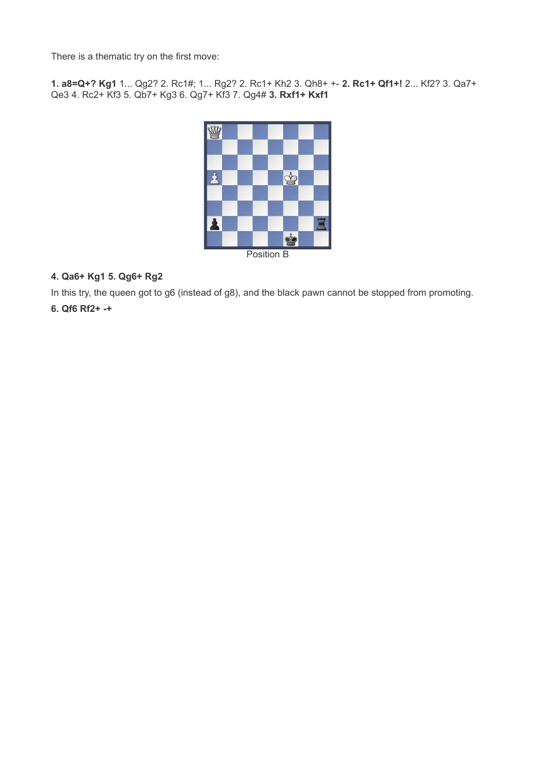There is a thematic try on the first move:

**1. a8=Q+? Kg1** 1... Qg2? 2. Rc1#; 1... Rg2? 2. Rc1+ Kh2 3. Qh8+ +- **2. Rc1+ Qf1+!** 2... Kf2? 3. Qa7+ Qe3 4. Rc2+ Kf3 5. Qb7+ Kg3 6. Qg7+ Kf3 7. Qg4# **3. Rxf1+ Kxf1**

Position B

**4. Qa6+ Kg1 5. Qg6+ Rg2**

In this try, the queen got to g6 (instead of g8), and the black pawn cannot be stopped from promoting.

**6. Qf6 Rf2+ -+**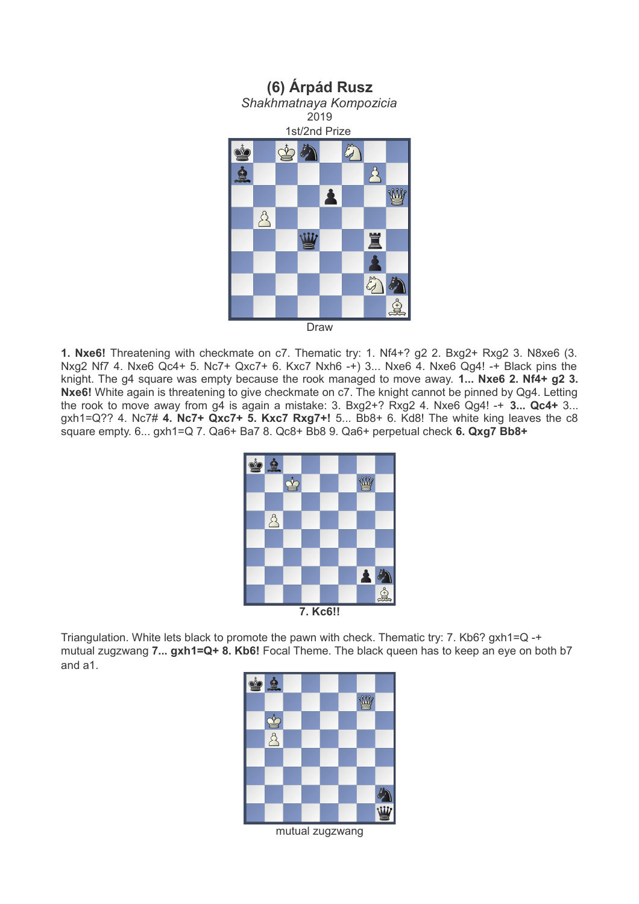## (6) Árpád Rusz

*Shakhmatnaya Kompozicia*

2019

1st/2nd Prize

Draw

**1. Nxe6!** Threatening with checkmate on c7. Thematic try: 1. Nf4+? g2 2. Bxg2+ Rxg2 3. N8xe6 (3. Nxg2 Nf7 4. Nxe6 Qc4+ 5. Nc7+ Qxc7+ 6. Kxc7 Nxh6 -+) 3... Nxe6 4. Nxe6 Qg4! -+ Black pins the knight. The g4 square was empty because the rook managed to move away. **1... Nxe6 2. Nf4+ g2 3. Nxe6!** White again is threatening to give checkmate on c7. The knight cannot be pinned by Qg4. Letting the rook to move away from g4 is again a mistake: 3. Bxg2+? Rxg2 4. Nxe6 Qg4! -+ **3... Qc4+** 3... gxh1=Q?? 4. Nc7# **4. Nc7+ Qxc7+ 5. Kxc7 Rxg7+!** 5... Bb8+ 6. Kd8! The white king leaves the c8 square empty. 6... gxh1=Q 7. Qa6+ Ba7 8. Qc8+ Bb8 9. Qa6+ perpetual check **6. Qxg7 Bb8+**

**7. Kc6!!**

Triangulation. White lets black to promote the pawn with check. Thematic try: 7. Kb6? gxh1=Q -+ mutual zugzwang **7... gxh1=Q+ 8. Kb6!** Focal Theme. The black queen has to keep an eye on both b7 and a1.

mutual zugzwang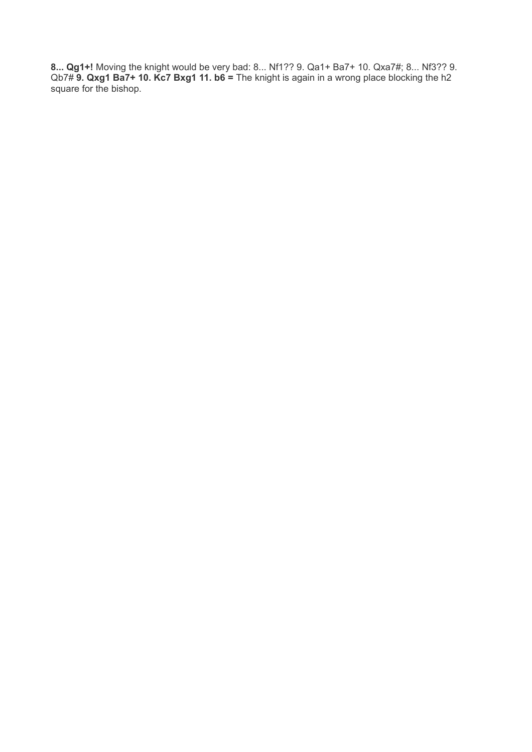**8... Qg1+!** Moving the knight would be very bad: 8... Nf1?? 9. Qa1+ Ba7+ 10. Qxa7#; 8... Nf3?? 9. Qb7# **9. Qxg1 Ba7+ 10. Kc7 Bxg1 11. b6 =** The knight is again in a wrong place blocking the h2 square for the bishop.